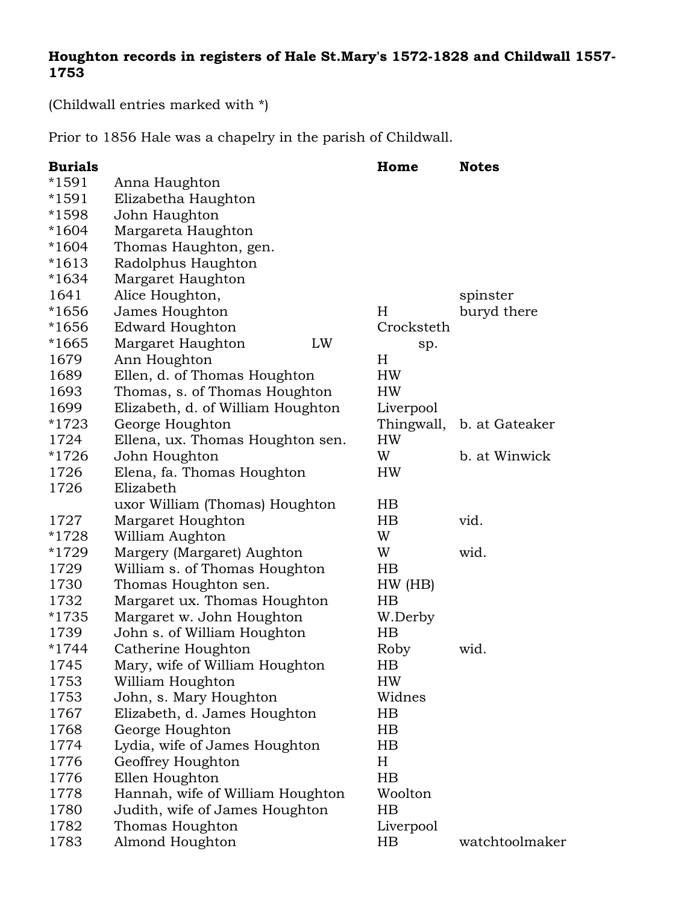**Houghton records in registers of Hale St.Mary's 1572-1828 and Childwall 1557-1753**

(Childwall entries marked with *)

Prior to 1856 Hale was a chapelry in the parish of Childwall.

| **Burials** | | **Home** | **Notes** |
|---|---|---|---|
| *1591 | Anna Haughton | | |
| *1591 | Elizabetha Haughton | | |
| *1598 | John Haughton | | |
| *1604 | Margareta Haughton | | |
| *1604 | Thomas Haughton, gen. | | |
| *1613 | Radolphus Haughton | | |
| *1634 | Margaret Haughton | | |
| 1641 | Alice Houghton, | | spinster |
| *1656 | James Houghton | H | buryd there |
| *1656 | Edward Houghton | Crocksteth | |
| *1665 | Margaret Haughton LW | sp. | |
| 1679 | Ann Houghton | H | |
| 1689 | Ellen, d. of Thomas Houghton | HW | |
| 1693 | Thomas, s. of Thomas Houghton | HW | |
| 1699 | Elizabeth, d. of William Houghton | Liverpool | |
| *1723 | George Houghton | Thingwall, | b. at Gateaker |
| 1724 | Ellena, ux. Thomas Houghton sen. | HW | |
| *1726 | John Houghton | W | b. at Winwick |
| 1726 | Elena, fa. Thomas Houghton | HW | |
| 1726 | Elizabeth uxor William (Thomas) Houghton | HB | |
| 1727 | Margaret Houghton | HB | vid. |
| *1728 | William Aughton | W | |
| *1729 | Margery (Margaret) Aughton | W | wid. |
| 1729 | William s. of Thomas Houghton | HB | |
| 1730 | Thomas Houghton sen. | HW (HB) | |
| 1732 | Margaret ux. Thomas Houghton | HB | |
| *1735 | Margaret w. John Houghton | W.Derby | |
| 1739 | John s. of William Houghton | HB | |
| *1744 | Catherine Houghton | Roby | wid. |
| 1745 | Mary, wife of William Houghton | HB | |
| 1753 | William Houghton | HW | |
| 1753 | John, s. Mary Houghton | Widnes | |
| 1767 | Elizabeth, d. James Houghton | HB | |
| 1768 | George Houghton | HB | |
| 1774 | Lydia, wife of James Houghton | HB | |
| 1776 | Geoffrey Houghton | H | |
| 1776 | Ellen Houghton | HB | |
| 1778 | Hannah, wife of William Houghton | Woolton | |
| 1780 | Judith, wife of James Houghton | HB | |
| 1782 | Thomas Houghton | Liverpool | |
| 1783 | Almond Houghton | HB | watchtoolmaker |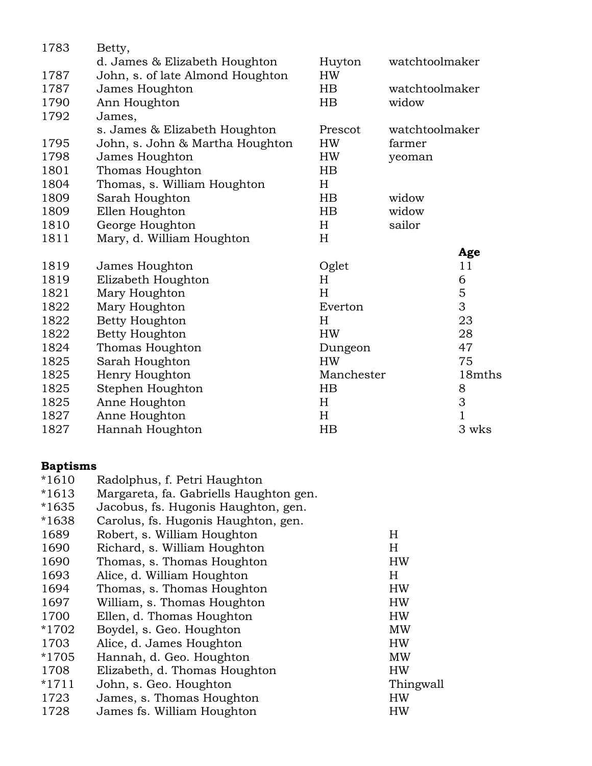| | | | |
|---|---|---|---|
| 1783 | Betty, d. James & Elizabeth Houghton | Huyton | watchtoolmaker |
| 1787 | John, s. of late Almond Houghton | HW | |
| 1787 | James Houghton | HB | watchtoolmaker |
| 1790 | Ann Houghton | HB | widow |
| 1792 | James, s. James & Elizabeth Houghton | Prescot | watchtoolmaker |
| 1795 | John, s. John & Martha Houghton | HW | farmer |
| 1798 | James Houghton | HW | yeoman |
| 1801 | Thomas Houghton | HB | |
| 1804 | Thomas, s. William Houghton | H | |
| 1809 | Sarah Houghton | HB | widow |
| 1809 | Ellen Houghton | HB | widow |
| 1810 | George Houghton | H | sailor |
| 1811 | Mary, d. William Houghton | H | |

| | | | **Age** |
|---|---|---|---|
| 1819 | James Houghton | Oglet | 11 |
| 1819 | Elizabeth Houghton | H | 6 |
| 1821 | Mary Houghton | H | 5 |
| 1822 | Mary Houghton | Everton | 3 |
| 1822 | Betty Houghton | H | 23 |
| 1822 | Betty Houghton | HW | 28 |
| 1824 | Thomas Houghton | Dungeon | 47 |
| 1825 | Sarah Houghton | HW | 75 |
| 1825 | Henry Houghton | Manchester | 18mths |
| 1825 | Stephen Houghton | HB | 8 |
| 1825 | Anne Houghton | H | 3 |
| 1827 | Anne Houghton | H | 1 |
| 1827 | Hannah Houghton | HB | 3 wks |

**Baptisms**

| | | |
|---|---|---|
| *1610 | Radolphus, f. Petri Haughton | |
| *1613 | Margareta, fa. Gabriells Haughton gen. | |
| *1635 | Jacobus, fs. Hugonis Haughton, gen. | |
| *1638 | Carolus, fs. Hugonis Haughton, gen. | |
| 1689 | Robert, s. William Houghton | H |
| 1690 | Richard, s. William Houghton | H |
| 1690 | Thomas, s. Thomas Houghton | HW |
| 1693 | Alice, d. William Houghton | H |
| 1694 | Thomas, s. Thomas Houghton | HW |
| 1697 | William, s. Thomas Houghton | HW |
| 1700 | Ellen, d. Thomas Houghton | HW |
| *1702 | Boydel, s. Geo. Houghton | MW |
| 1703 | Alice, d. James Houghton | HW |
| *1705 | Hannah, d. Geo. Houghton | MW |
| 1708 | Elizabeth, d. Thomas Houghton | HW |
| *1711 | John, s. Geo. Houghton | Thingwall |
| 1723 | James, s. Thomas Houghton | HW |
| 1728 | James fs. William Houghton | HW |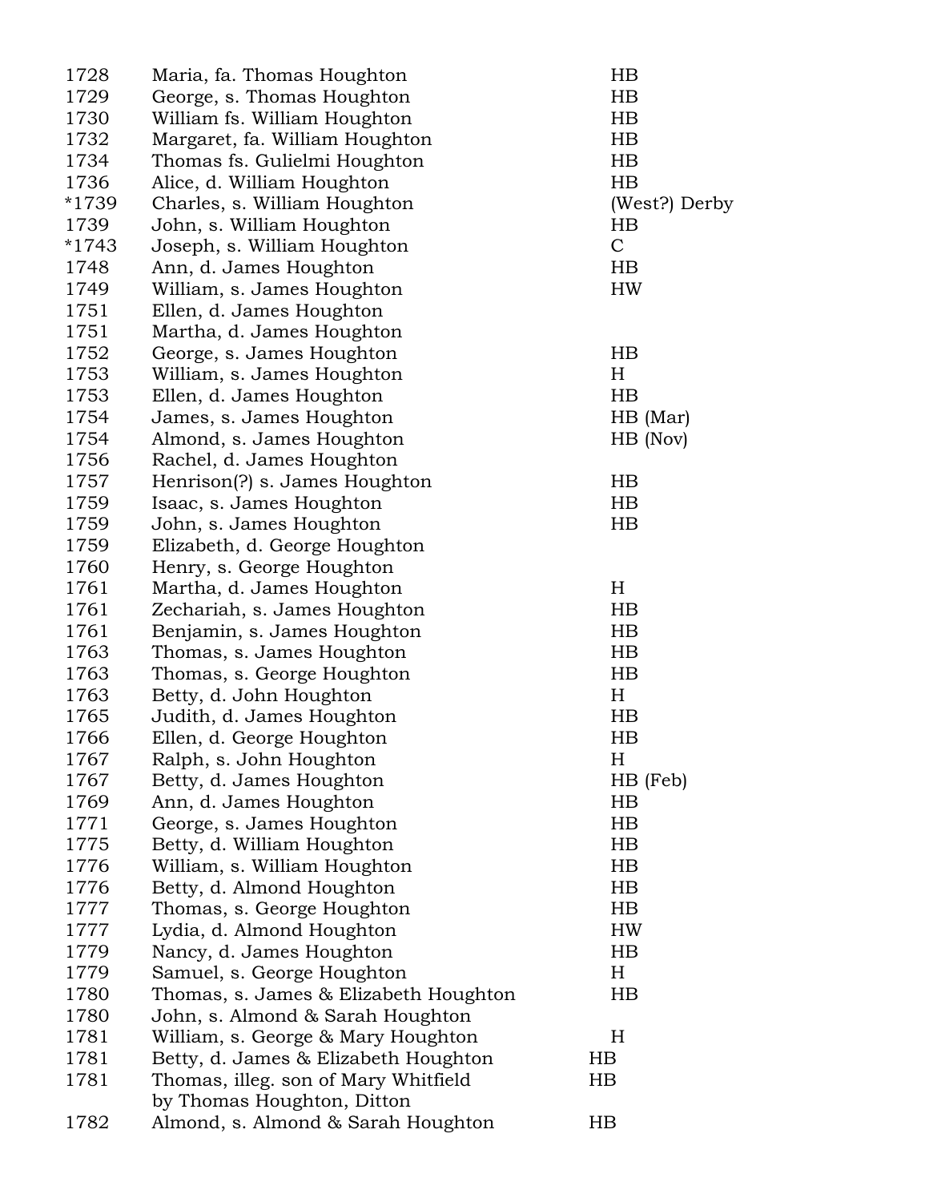| | | |
|---|---|---|
| 1728 | Maria, fa. Thomas Houghton | HB |
| 1729 | George, s. Thomas Houghton | HB |
| 1730 | William fs. William Houghton | HB |
| 1732 | Margaret, fa. William Houghton | HB |
| 1734 | Thomas fs. Gulielmi Houghton | HB |
| 1736 | Alice, d. William Houghton | HB |
| *1739 | Charles, s. William Houghton | (West?) Derby |
| 1739 | John, s. William Houghton | HB |
| *1743 | Joseph, s. William Houghton | C |
| 1748 | Ann, d. James Houghton | HB |
| 1749 | William, s. James Houghton | HW |
| 1751 | Ellen, d. James Houghton | |
| 1751 | Martha, d. James Houghton | |
| 1752 | George, s. James Houghton | HB |
| 1753 | William, s. James Houghton | H |
| 1753 | Ellen, d. James Houghton | HB |
| 1754 | James, s. James Houghton | HB (Mar) |
| 1754 | Almond, s. James Houghton | HB (Nov) |
| 1756 | Rachel, d. James Houghton | |
| 1757 | Henrison(?) s. James Houghton | HB |
| 1759 | Isaac, s. James Houghton | HB |
| 1759 | John, s. James Houghton | HB |
| 1759 | Elizabeth, d. George Houghton | |
| 1760 | Henry, s. George Houghton | |
| 1761 | Martha, d. James Houghton | H |
| 1761 | Zechariah, s. James Houghton | HB |
| 1761 | Benjamin, s. James Houghton | HB |
| 1763 | Thomas, s. James Houghton | HB |
| 1763 | Thomas, s. George Houghton | HB |
| 1763 | Betty, d. John Houghton | H |
| 1765 | Judith, d. James Houghton | HB |
| 1766 | Ellen, d. George Houghton | HB |
| 1767 | Ralph, s. John Houghton | H |
| 1767 | Betty, d. James Houghton | HB (Feb) |
| 1769 | Ann, d. James Houghton | HB |
| 1771 | George, s. James Houghton | HB |
| 1775 | Betty, d. William Houghton | HB |
| 1776 | William, s. William Houghton | HB |
| 1776 | Betty, d. Almond Houghton | HB |
| 1777 | Thomas, s. George Houghton | HB |
| 1777 | Lydia, d. Almond Houghton | HW |
| 1779 | Nancy, d. James Houghton | HB |
| 1779 | Samuel, s. George Houghton | H |
| 1780 | Thomas, s. James & Elizabeth Houghton | HB |
| 1780 | John, s. Almond & Sarah Houghton | |
| 1781 | William, s. George & Mary Houghton | H |
| 1781 | Betty, d. James & Elizabeth Houghton | HB |
| 1781 | Thomas, illeg. son of Mary Whitfield by Thomas Houghton, Ditton | HB |
| 1782 | Almond, s. Almond & Sarah Houghton | HB |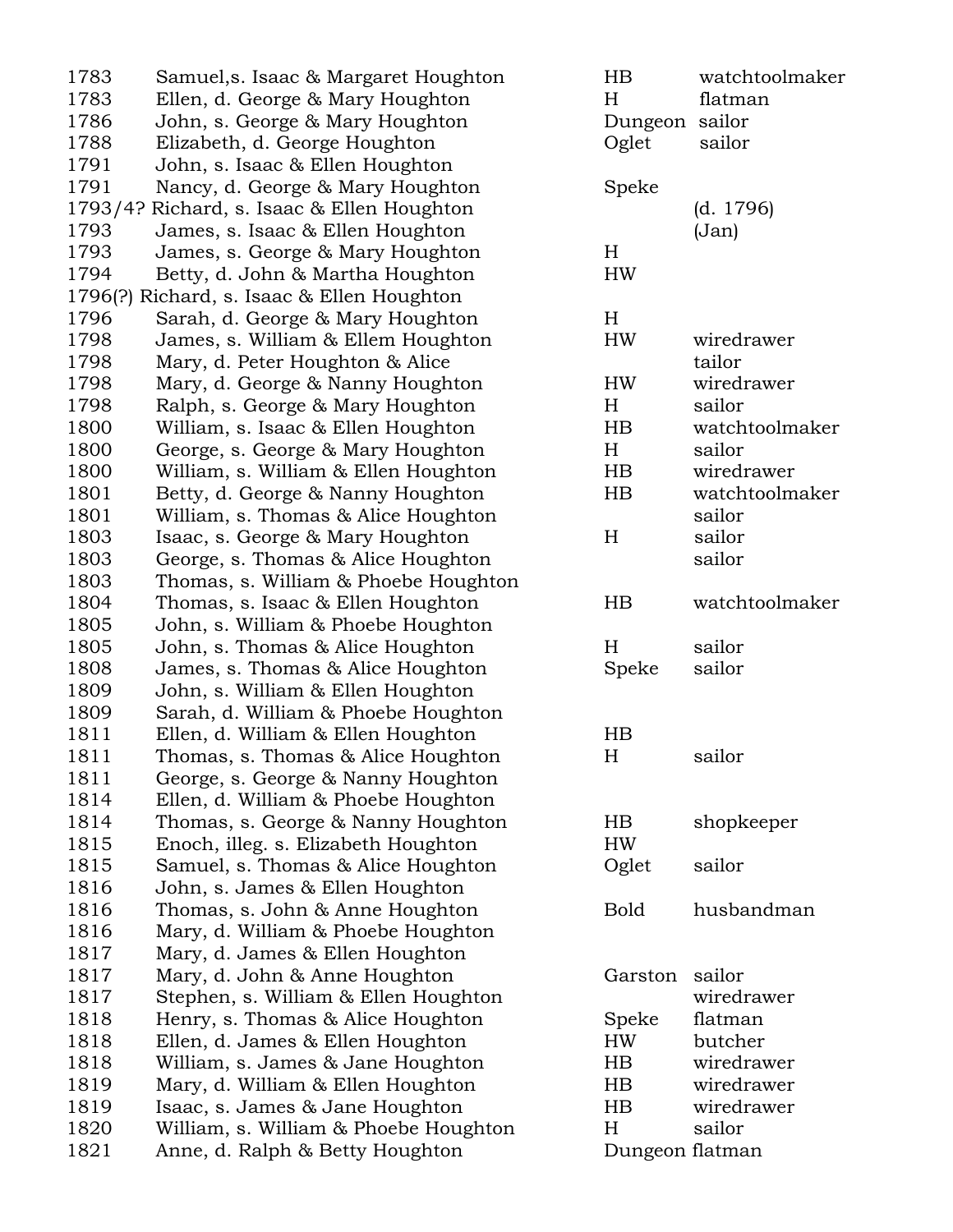| | | | |
|---|---|---|---|
| 1783 | Samuel,s. Isaac & Margaret Houghton | HB | watchtoolmaker |
| 1783 | Ellen, d. George & Mary Houghton | H | flatman |
| 1786 | John, s. George & Mary Houghton | Dungeon | sailor |
| 1788 | Elizabeth, d. George Houghton | Oglet | sailor |
| 1791 | John, s. Isaac & Ellen Houghton | | |
| 1791 | Nancy, d. George & Mary Houghton | Speke | |
| 1793/4? | Richard, s. Isaac & Ellen Houghton | | (d. 1796) |
| 1793 | James, s. Isaac & Ellen Houghton | | (Jan) |
| 1793 | James, s. George & Mary Houghton | H | |
| 1794 | Betty, d. John & Martha Houghton | HW | |
| 1796(?) | Richard, s. Isaac & Ellen Houghton | | |
| 1796 | Sarah, d. George & Mary Houghton | H | |
| 1798 | James, s. William & Ellem Houghton | HW | wiredrawer |
| 1798 | Mary, d. Peter Houghton & Alice | | tailor |
| 1798 | Mary, d. George & Nanny Houghton | HW | wiredrawer |
| 1798 | Ralph, s. George & Mary Houghton | H | sailor |
| 1800 | William, s. Isaac & Ellen Houghton | HB | watchtoolmaker |
| 1800 | George, s. George & Mary Houghton | H | sailor |
| 1800 | William, s. William & Ellen Houghton | HB | wiredrawer |
| 1801 | Betty, d. George & Nanny Houghton | HB | watchtoolmaker |
| 1801 | William, s. Thomas & Alice Houghton | | sailor |
| 1803 | Isaac, s. George & Mary Houghton | H | sailor |
| 1803 | George, s. Thomas & Alice Houghton | | sailor |
| 1803 | Thomas, s. William & Phoebe Houghton | | |
| 1804 | Thomas, s. Isaac & Ellen Houghton | HB | watchtoolmaker |
| 1805 | John, s. William & Phoebe Houghton | | |
| 1805 | John, s. Thomas & Alice Houghton | H | sailor |
| 1808 | James, s. Thomas & Alice Houghton | Speke | sailor |
| 1809 | John, s. William & Ellen Houghton | | |
| 1809 | Sarah, d. William & Phoebe Houghton | | |
| 1811 | Ellen, d. William & Ellen Houghton | HB | |
| 1811 | Thomas, s. Thomas & Alice Houghton | H | sailor |
| 1811 | George, s. George & Nanny Houghton | | |
| 1814 | Ellen, d. William & Phoebe Houghton | | |
| 1814 | Thomas, s. George & Nanny Houghton | HB | shopkeeper |
| 1815 | Enoch, illeg. s. Elizabeth Houghton | HW | |
| 1815 | Samuel, s. Thomas & Alice Houghton | Oglet | sailor |
| 1816 | John, s. James & Ellen Houghton | | |
| 1816 | Thomas, s. John & Anne Houghton | Bold | husbandman |
| 1816 | Mary, d. William & Phoebe Houghton | | |
| 1817 | Mary, d. James & Ellen Houghton | | |
| 1817 | Mary, d. John & Anne Houghton | Garston | sailor |
| 1817 | Stephen, s. William & Ellen Houghton | | wiredrawer |
| 1818 | Henry, s. Thomas & Alice Houghton | Speke | flatman |
| 1818 | Ellen, d. James & Ellen Houghton | HW | butcher |
| 1818 | William, s. James & Jane Houghton | HB | wiredrawer |
| 1819 | Mary, d. William & Ellen Houghton | HB | wiredrawer |
| 1819 | Isaac, s. James & Jane Houghton | HB | wiredrawer |
| 1820 | William, s. William & Phoebe Houghton | H | sailor |
| 1821 | Anne, d. Ralph & Betty Houghton | Dungeon | flatman |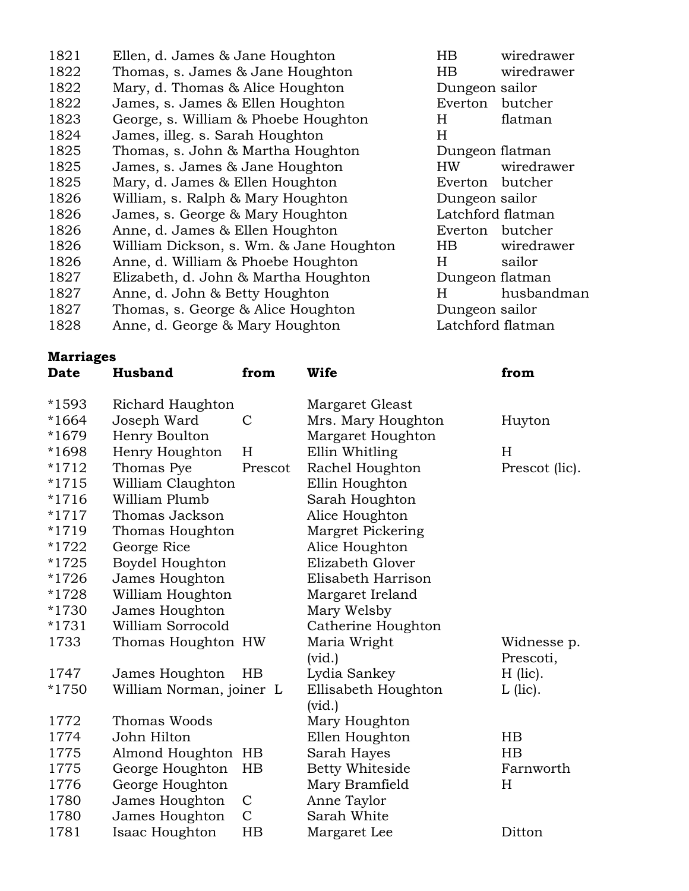| | | | |
|---|---|---|---|
| 1821 | Ellen, d. James & Jane Houghton | HB | wiredrawer |
| 1822 | Thomas, s. James & Jane Houghton | HB | wiredrawer |
| 1822 | Mary, d. Thomas & Alice Houghton | Dungeon | sailor |
| 1822 | James, s. James & Ellen Houghton | Everton | butcher |
| 1823 | George, s. William & Phoebe Houghton | H | flatman |
| 1824 | James, illeg. s. Sarah Houghton | H | |
| 1825 | Thomas, s. John & Martha Houghton | Dungeon | flatman |
| 1825 | James, s. James & Jane Houghton | HW | wiredrawer |
| 1825 | Mary, d. James & Ellen Houghton | Everton | butcher |
| 1826 | William, s. Ralph & Mary Houghton | Dungeon | sailor |
| 1826 | James, s. George & Mary Houghton | Latchford | flatman |
| 1826 | Anne, d. James & Ellen Houghton | Everton | butcher |
| 1826 | William Dickson, s. Wm. & Jane Houghton | HB | wiredrawer |
| 1826 | Anne, d. William & Phoebe Houghton | H | sailor |
| 1827 | Elizabeth, d. John & Martha Houghton | Dungeon | flatman |
| 1827 | Anne, d. John & Betty Houghton | H | husbandman |
| 1827 | Thomas, s. George & Alice Houghton | Dungeon | sailor |
| 1828 | Anne, d. George & Mary Houghton | Latchford | flatman |

**Marriages**

| Date | Husband | from | Wife | from |
|---|---|---|---|---|
| *1593 | Richard Haughton | | Margaret Gleast | |
| *1664 | Joseph Ward | C | Mrs. Mary Houghton | Huyton |
| *1679 | Henry Boulton | | Margaret Houghton | |
| *1698 | Henry Houghton | H | Ellin Whitling | H |
| *1712 | Thomas Pye | Prescot | Rachel Houghton | Prescot (lic). |
| *1715 | William Claughton | | Ellin Houghton | |
| *1716 | William Plumb | | Sarah Houghton | |
| *1717 | Thomas Jackson | | Alice Houghton | |
| *1719 | Thomas Houghton | | Margret Pickering | |
| *1722 | George Rice | | Alice Houghton | |
| *1725 | Boydel Houghton | | Elizabeth Glover | |
| *1726 | James Houghton | | Elisabeth Harrison | |
| *1728 | William Houghton | | Margaret Ireland | |
| *1730 | James Houghton | | Mary Welsby | |
| *1731 | William Sorrocold | | Catherine Houghton | |
| 1733 | Thomas Houghton | HW | Maria Wright (vid.) | Widnesse p. Prescoti, |
| 1747 | James Houghton | HB | Lydia Sankey | H (lic). |
| *1750 | William Norman, joiner | L | Ellisabeth Houghton (vid.) | L (lic). |
| 1772 | Thomas Woods | | Mary Houghton | |
| 1774 | John Hilton | | Ellen Houghton | HB |
| 1775 | Almond Houghton | HB | Sarah Hayes | HB |
| 1775 | George Houghton | HB | Betty Whiteside | Farnworth |
| 1776 | George Houghton | | Mary Bramfield | H |
| 1780 | James Houghton | C | Anne Taylor | |
| 1780 | James Houghton | C | Sarah White | |
| 1781 | Isaac Houghton | HB | Margaret Lee | Ditton |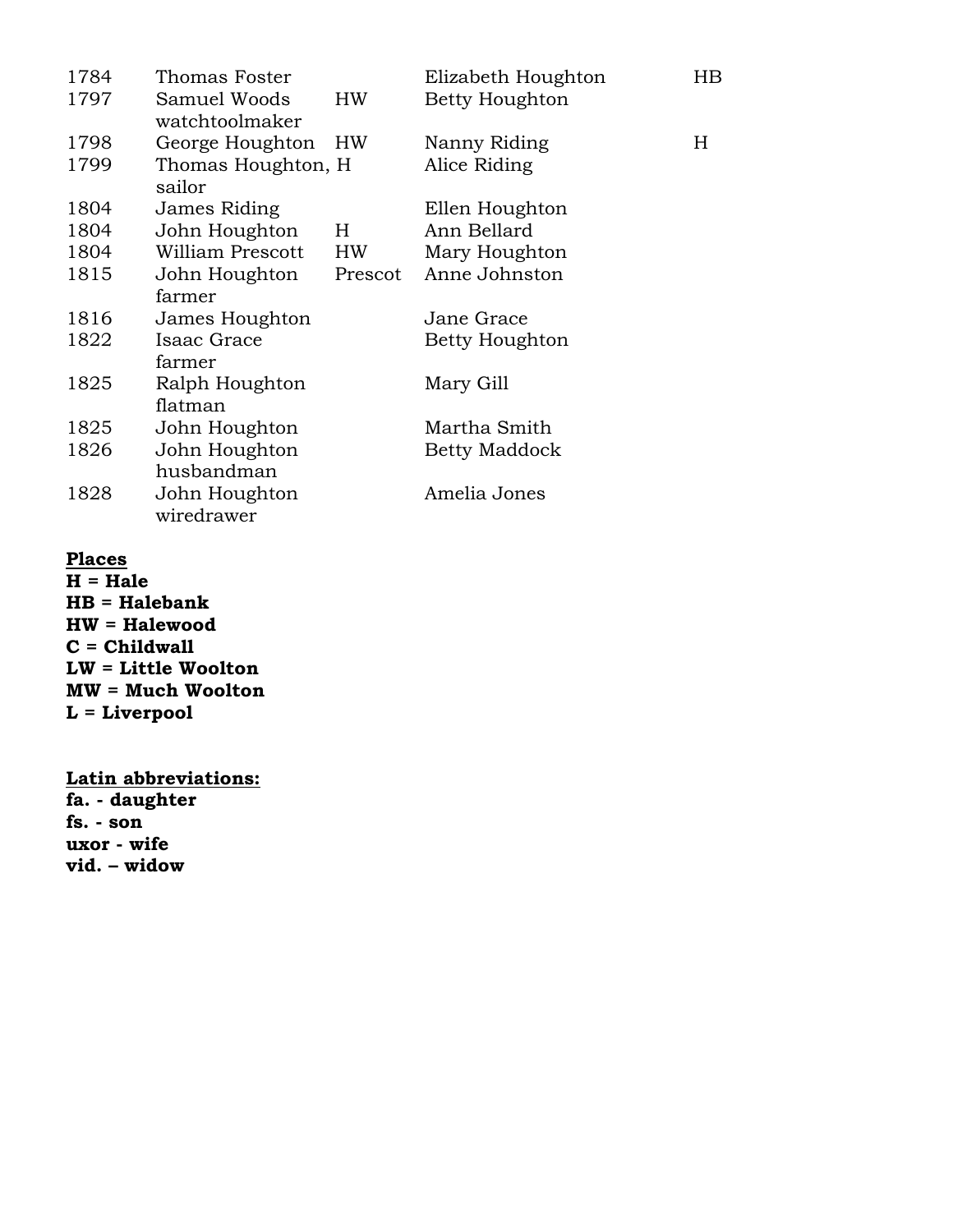| | | | | |
|---|---|---|---|---|
| 1784 | Thomas Foster | | Elizabeth Houghton | HB |
| 1797 | Samuel Woods watchtoolmaker | HW | Betty Houghton | |
| 1798 | George Houghton | HW | Nanny Riding | H |
| 1799 | Thomas Houghton, sailor | H | Alice Riding | |
| 1804 | James Riding | | Ellen Houghton | |
| 1804 | John Houghton | H | Ann Bellard | |
| 1804 | William Prescott | HW | Mary Houghton | |
| 1815 | John Houghton farmer | Prescot | Anne Johnston | |
| 1816 | James Houghton | | Jane Grace | |
| 1822 | Isaac Grace farmer | | Betty Houghton | |
| 1825 | Ralph Houghton flatman | | Mary Gill | |
| 1825 | John Houghton | | Martha Smith | |
| 1826 | John Houghton husbandman | | Betty Maddock | |
| 1828 | John Houghton wiredrawer | | Amelia Jones | |

**Places**

**H = Hale**
**HB = Halebank**
**HW = Halewood**
**C = Childwall**
**LW = Little Woolton**
**MW = Much Woolton**
**L = Liverpool**

**Latin abbreviations:**

**fa. - daughter**
**fs. - son**
**uxor - wife**
**vid. – widow**